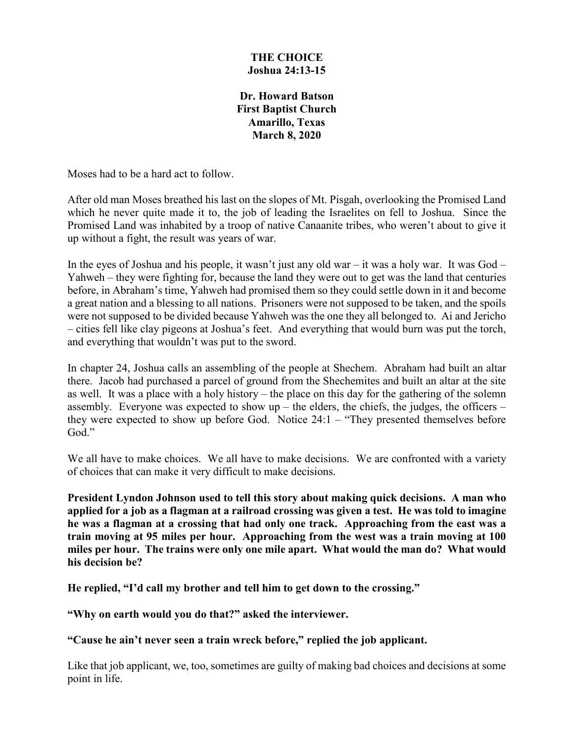# THE CHOICE
## Joshua 24:13-15

**Dr. Howard Batson**
**First Baptist Church**
**Amarillo, Texas**
**March 8, 2020**

Moses had to be a hard act to follow.

After old man Moses breathed his last on the slopes of Mt. Pisgah, overlooking the Promised Land which he never quite made it to, the job of leading the Israelites on fell to Joshua. Since the Promised Land was inhabited by a troop of native Canaanite tribes, who weren't about to give it up without a fight, the result was years of war.

In the eyes of Joshua and his people, it wasn't just any old war – it was a holy war. It was God – Yahweh – they were fighting for, because the land they were out to get was the land that centuries before, in Abraham's time, Yahweh had promised them so they could settle down in it and become a great nation and a blessing to all nations. Prisoners were not supposed to be taken, and the spoils were not supposed to be divided because Yahweh was the one they all belonged to. Ai and Jericho – cities fell like clay pigeons at Joshua's feet. And everything that would burn was put the torch, and everything that wouldn't was put to the sword.

In chapter 24, Joshua calls an assembling of the people at Shechem. Abraham had built an altar there. Jacob had purchased a parcel of ground from the Shechemites and built an altar at the site as well. It was a place with a holy history – the place on this day for the gathering of the solemn assembly. Everyone was expected to show up – the elders, the chiefs, the judges, the officers – they were expected to show up before God. Notice 24:1 – "They presented themselves before God."

We all have to make choices. We all have to make decisions. We are confronted with a variety of choices that can make it very difficult to make decisions.

**President Lyndon Johnson used to tell this story about making quick decisions. A man who applied for a job as a flagman at a railroad crossing was given a test. He was told to imagine he was a flagman at a crossing that had only one track. Approaching from the east was a train moving at 95 miles per hour. Approaching from the west was a train moving at 100 miles per hour. The trains were only one mile apart. What would the man do? What would his decision be?**

**He replied, "I'd call my brother and tell him to get down to the crossing."**

**"Why on earth would you do that?" asked the interviewer.**

**"Cause he ain't never seen a train wreck before," replied the job applicant.**

Like that job applicant, we, too, sometimes are guilty of making bad choices and decisions at some point in life.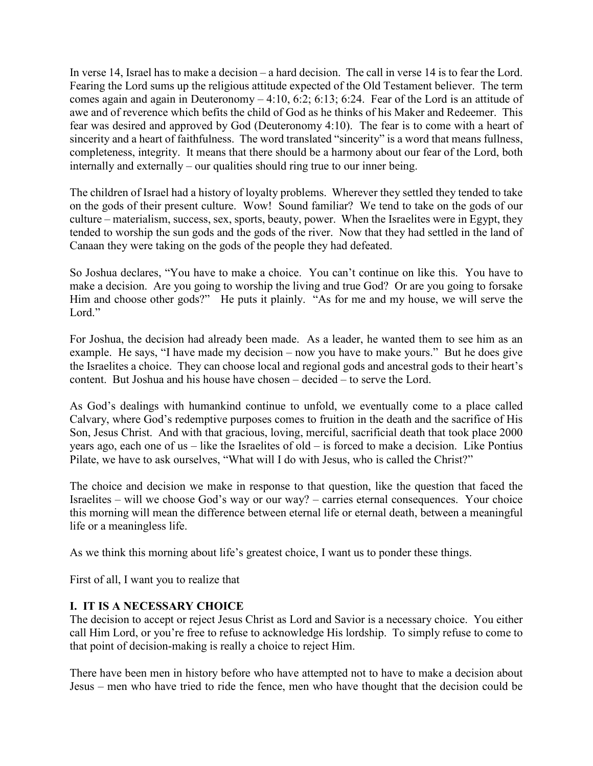In verse 14, Israel has to make a decision – a hard decision. The call in verse 14 is to fear the Lord. Fearing the Lord sums up the religious attitude expected of the Old Testament believer. The term comes again and again in Deuteronomy – 4:10, 6:2; 6:13; 6:24. Fear of the Lord is an attitude of awe and of reverence which befits the child of God as he thinks of his Maker and Redeemer. This fear was desired and approved by God (Deuteronomy 4:10). The fear is to come with a heart of sincerity and a heart of faithfulness. The word translated "sincerity" is a word that means fullness, completeness, integrity. It means that there should be a harmony about our fear of the Lord, both internally and externally – our qualities should ring true to our inner being.

The children of Israel had a history of loyalty problems. Wherever they settled they tended to take on the gods of their present culture. Wow! Sound familiar? We tend to take on the gods of our culture – materialism, success, sex, sports, beauty, power. When the Israelites were in Egypt, they tended to worship the sun gods and the gods of the river. Now that they had settled in the land of Canaan they were taking on the gods of the people they had defeated.

So Joshua declares, "You have to make a choice. You can't continue on like this. You have to make a decision. Are you going to worship the living and true God? Or are you going to forsake Him and choose other gods?" He puts it plainly. "As for me and my house, we will serve the Lord."

For Joshua, the decision had already been made. As a leader, he wanted them to see him as an example. He says, "I have made my decision – now you have to make yours." But he does give the Israelites a choice. They can choose local and regional gods and ancestral gods to their heart's content. But Joshua and his house have chosen – decided – to serve the Lord.

As God's dealings with humankind continue to unfold, we eventually come to a place called Calvary, where God's redemptive purposes comes to fruition in the death and the sacrifice of His Son, Jesus Christ. And with that gracious, loving, merciful, sacrificial death that took place 2000 years ago, each one of us – like the Israelites of old – is forced to make a decision. Like Pontius Pilate, we have to ask ourselves, "What will I do with Jesus, who is called the Christ?"

The choice and decision we make in response to that question, like the question that faced the Israelites – will we choose God's way or our way? – carries eternal consequences. Your choice this morning will mean the difference between eternal life or eternal death, between a meaningful life or a meaningless life.

As we think this morning about life's greatest choice, I want us to ponder these things.

First of all, I want you to realize that

## I. IT IS A NECESSARY CHOICE

The decision to accept or reject Jesus Christ as Lord and Savior is a necessary choice. You either call Him Lord, or you're free to refuse to acknowledge His lordship. To simply refuse to come to that point of decision-making is really a choice to reject Him.

There have been men in history before who have attempted not to have to make a decision about Jesus – men who have tried to ride the fence, men who have thought that the decision could be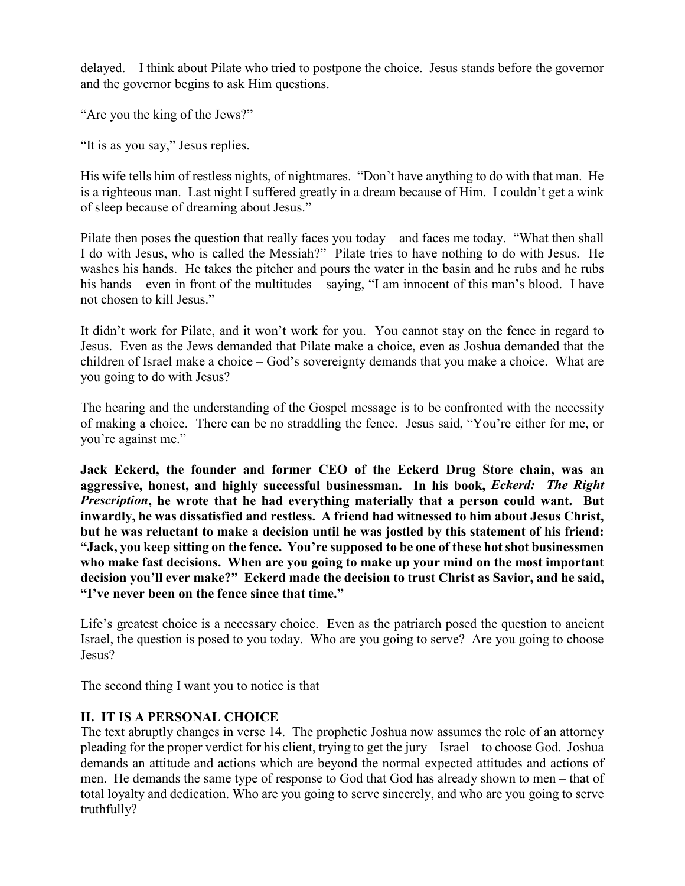delayed. I think about Pilate who tried to postpone the choice. Jesus stands before the governor and the governor begins to ask Him questions.

"Are you the king of the Jews?"

"It is as you say," Jesus replies.

His wife tells him of restless nights, of nightmares. "Don't have anything to do with that man. He is a righteous man. Last night I suffered greatly in a dream because of Him. I couldn't get a wink of sleep because of dreaming about Jesus."

Pilate then poses the question that really faces you today – and faces me today. "What then shall I do with Jesus, who is called the Messiah?" Pilate tries to have nothing to do with Jesus. He washes his hands. He takes the pitcher and pours the water in the basin and he rubs and he rubs his hands – even in front of the multitudes – saying, "I am innocent of this man's blood. I have not chosen to kill Jesus."

It didn't work for Pilate, and it won't work for you. You cannot stay on the fence in regard to Jesus. Even as the Jews demanded that Pilate make a choice, even as Joshua demanded that the children of Israel make a choice – God's sovereignty demands that you make a choice. What are you going to do with Jesus?

The hearing and the understanding of the Gospel message is to be confronted with the necessity of making a choice. There can be no straddling the fence. Jesus said, "You're either for me, or you're against me."

**Jack Eckerd, the founder and former CEO of the Eckerd Drug Store chain, was an aggressive, honest, and highly successful businessman. In his book, *Eckerd: The Right Prescription*, he wrote that he had everything materially that a person could want. But inwardly, he was dissatisfied and restless. A friend had witnessed to him about Jesus Christ, but he was reluctant to make a decision until he was jostled by this statement of his friend: "Jack, you keep sitting on the fence. You're supposed to be one of these hot shot businessmen who make fast decisions. When are you going to make up your mind on the most important decision you'll ever make?" Eckerd made the decision to trust Christ as Savior, and he said, "I've never been on the fence since that time."**

Life's greatest choice is a necessary choice. Even as the patriarch posed the question to ancient Israel, the question is posed to you today. Who are you going to serve? Are you going to choose Jesus?

The second thing I want you to notice is that

## II. IT IS A PERSONAL CHOICE

The text abruptly changes in verse 14. The prophetic Joshua now assumes the role of an attorney pleading for the proper verdict for his client, trying to get the jury – Israel – to choose God. Joshua demands an attitude and actions which are beyond the normal expected attitudes and actions of men. He demands the same type of response to God that God has already shown to men – that of total loyalty and dedication. Who are you going to serve sincerely, and who are you going to serve truthfully?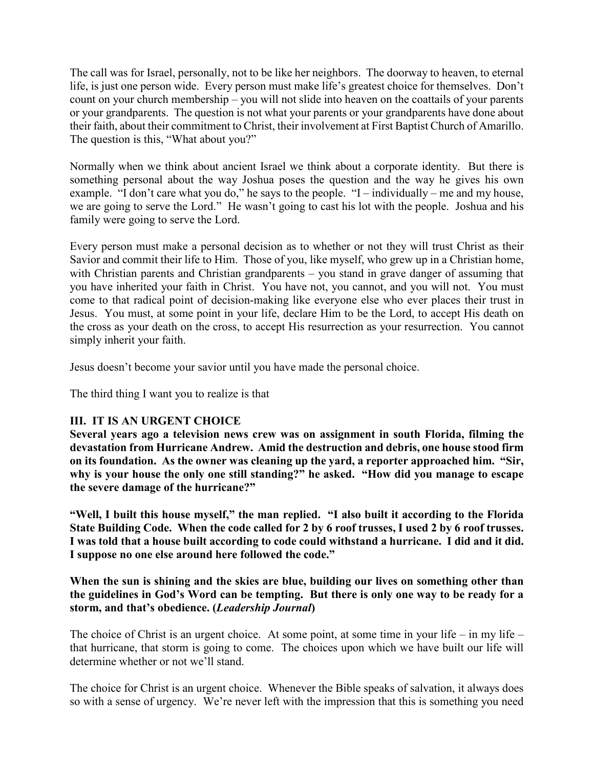The call was for Israel, personally, not to be like her neighbors. The doorway to heaven, to eternal life, is just one person wide. Every person must make life's greatest choice for themselves. Don't count on your church membership – you will not slide into heaven on the coattails of your parents or your grandparents. The question is not what your parents or your grandparents have done about their faith, about their commitment to Christ, their involvement at First Baptist Church of Amarillo. The question is this, "What about you?"

Normally when we think about ancient Israel we think about a corporate identity. But there is something personal about the way Joshua poses the question and the way he gives his own example. "I don't care what you do," he says to the people. "I – individually – me and my house, we are going to serve the Lord." He wasn't going to cast his lot with the people. Joshua and his family were going to serve the Lord.

Every person must make a personal decision as to whether or not they will trust Christ as their Savior and commit their life to Him. Those of you, like myself, who grew up in a Christian home, with Christian parents and Christian grandparents – you stand in grave danger of assuming that you have inherited your faith in Christ. You have not, you cannot, and you will not. You must come to that radical point of decision-making like everyone else who ever places their trust in Jesus. You must, at some point in your life, declare Him to be the Lord, to accept His death on the cross as your death on the cross, to accept His resurrection as your resurrection. You cannot simply inherit your faith.

Jesus doesn't become your savior until you have made the personal choice.

The third thing I want you to realize is that

## III. IT IS AN URGENT CHOICE

**Several years ago a television news crew was on assignment in south Florida, filming the devastation from Hurricane Andrew. Amid the destruction and debris, one house stood firm on its foundation. As the owner was cleaning up the yard, a reporter approached him. "Sir, why is your house the only one still standing?" he asked. "How did you manage to escape the severe damage of the hurricane?"**

**"Well, I built this house myself," the man replied. "I also built it according to the Florida State Building Code. When the code called for 2 by 6 roof trusses, I used 2 by 6 roof trusses. I was told that a house built according to code could withstand a hurricane. I did and it did. I suppose no one else around here followed the code."**

**When the sun is shining and the skies are blue, building our lives on something other than the guidelines in God's Word can be tempting. But there is only one way to be ready for a storm, and that's obedience. (*Leadership Journal*)**

The choice of Christ is an urgent choice. At some point, at some time in your life – in my life – that hurricane, that storm is going to come. The choices upon which we have built our life will determine whether or not we'll stand.

The choice for Christ is an urgent choice. Whenever the Bible speaks of salvation, it always does so with a sense of urgency. We're never left with the impression that this is something you need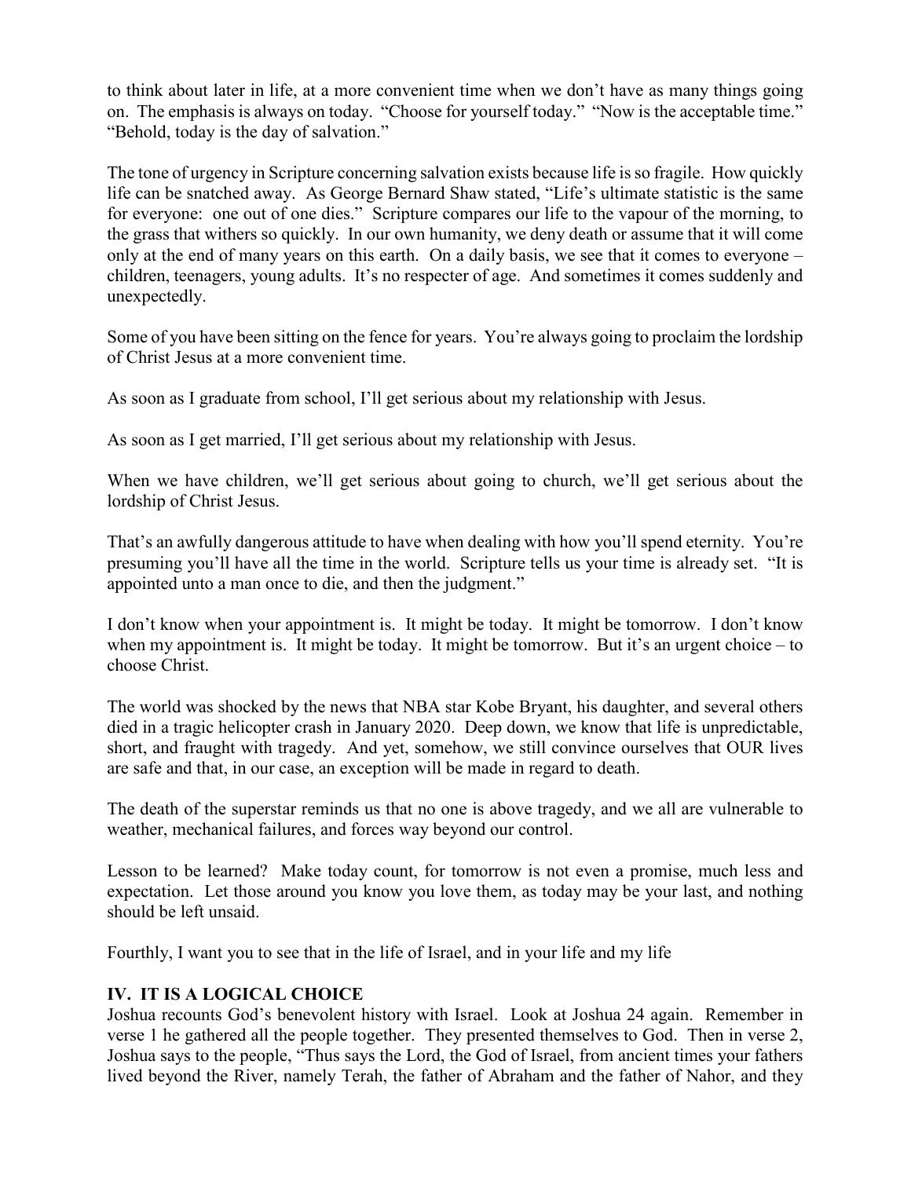to think about later in life, at a more convenient time when we don't have as many things going on. The emphasis is always on today. "Choose for yourself today." "Now is the acceptable time." "Behold, today is the day of salvation."

The tone of urgency in Scripture concerning salvation exists because life is so fragile. How quickly life can be snatched away. As George Bernard Shaw stated, "Life's ultimate statistic is the same for everyone: one out of one dies." Scripture compares our life to the vapour of the morning, to the grass that withers so quickly. In our own humanity, we deny death or assume that it will come only at the end of many years on this earth. On a daily basis, we see that it comes to everyone – children, teenagers, young adults. It's no respecter of age. And sometimes it comes suddenly and unexpectedly.

Some of you have been sitting on the fence for years. You're always going to proclaim the lordship of Christ Jesus at a more convenient time.

As soon as I graduate from school, I'll get serious about my relationship with Jesus.

As soon as I get married, I'll get serious about my relationship with Jesus.

When we have children, we'll get serious about going to church, we'll get serious about the lordship of Christ Jesus.

That's an awfully dangerous attitude to have when dealing with how you'll spend eternity. You're presuming you'll have all the time in the world. Scripture tells us your time is already set. "It is appointed unto a man once to die, and then the judgment."

I don't know when your appointment is. It might be today. It might be tomorrow. I don't know when my appointment is. It might be today. It might be tomorrow. But it's an urgent choice – to choose Christ.

The world was shocked by the news that NBA star Kobe Bryant, his daughter, and several others died in a tragic helicopter crash in January 2020. Deep down, we know that life is unpredictable, short, and fraught with tragedy. And yet, somehow, we still convince ourselves that OUR lives are safe and that, in our case, an exception will be made in regard to death.

The death of the superstar reminds us that no one is above tragedy, and we all are vulnerable to weather, mechanical failures, and forces way beyond our control.

Lesson to be learned? Make today count, for tomorrow is not even a promise, much less and expectation. Let those around you know you love them, as today may be your last, and nothing should be left unsaid.

Fourthly, I want you to see that in the life of Israel, and in your life and my life

## IV. IT IS A LOGICAL CHOICE

Joshua recounts God's benevolent history with Israel. Look at Joshua 24 again. Remember in verse 1 he gathered all the people together. They presented themselves to God. Then in verse 2, Joshua says to the people, "Thus says the Lord, the God of Israel, from ancient times your fathers lived beyond the River, namely Terah, the father of Abraham and the father of Nahor, and they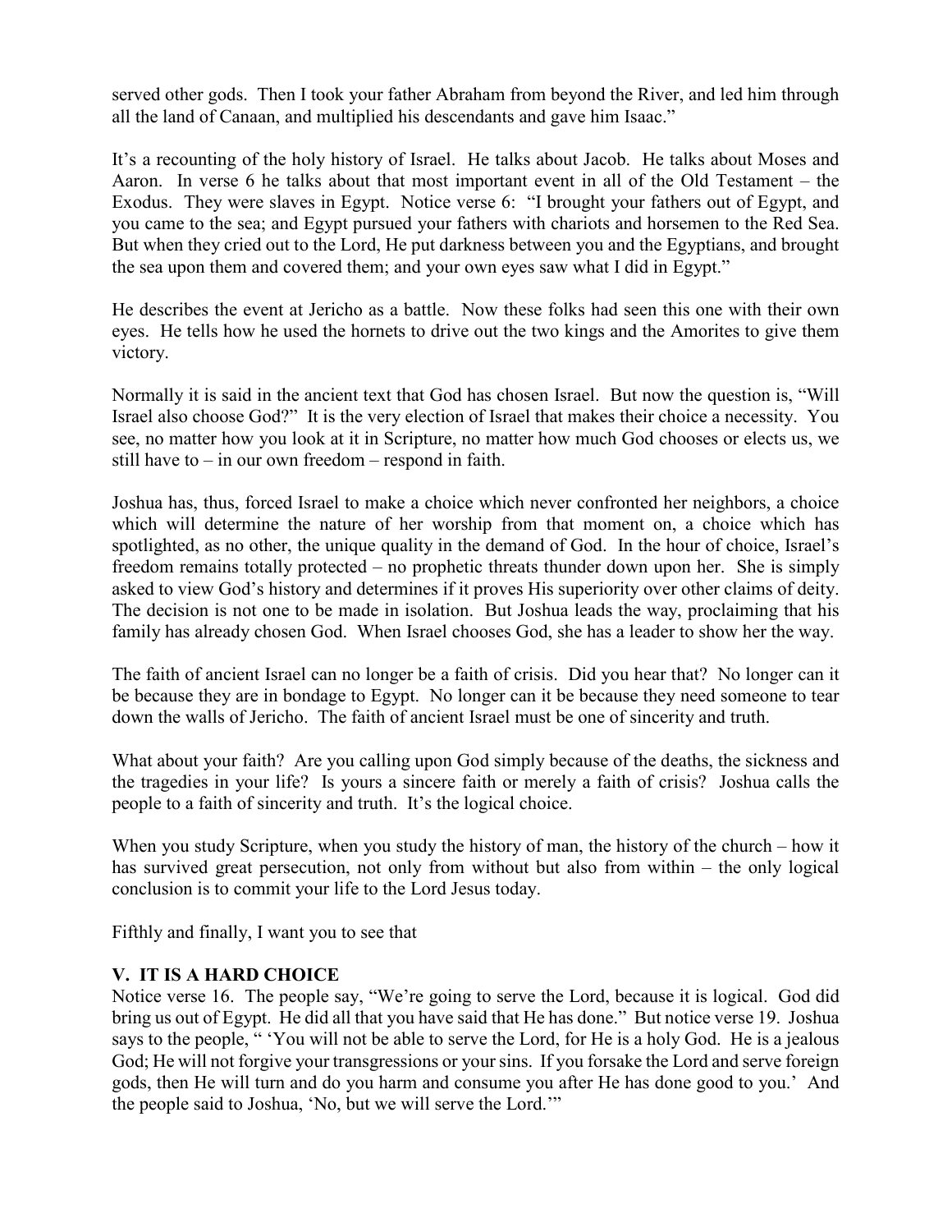served other gods. Then I took your father Abraham from beyond the River, and led him through all the land of Canaan, and multiplied his descendants and gave him Isaac."

It's a recounting of the holy history of Israel. He talks about Jacob. He talks about Moses and Aaron. In verse 6 he talks about that most important event in all of the Old Testament – the Exodus. They were slaves in Egypt. Notice verse 6: "I brought your fathers out of Egypt, and you came to the sea; and Egypt pursued your fathers with chariots and horsemen to the Red Sea. But when they cried out to the Lord, He put darkness between you and the Egyptians, and brought the sea upon them and covered them; and your own eyes saw what I did in Egypt."

He describes the event at Jericho as a battle. Now these folks had seen this one with their own eyes. He tells how he used the hornets to drive out the two kings and the Amorites to give them victory.

Normally it is said in the ancient text that God has chosen Israel. But now the question is, "Will Israel also choose God?" It is the very election of Israel that makes their choice a necessity. You see, no matter how you look at it in Scripture, no matter how much God chooses or elects us, we still have to – in our own freedom – respond in faith.

Joshua has, thus, forced Israel to make a choice which never confronted her neighbors, a choice which will determine the nature of her worship from that moment on, a choice which has spotlighted, as no other, the unique quality in the demand of God. In the hour of choice, Israel's freedom remains totally protected – no prophetic threats thunder down upon her. She is simply asked to view God's history and determines if it proves His superiority over other claims of deity. The decision is not one to be made in isolation. But Joshua leads the way, proclaiming that his family has already chosen God. When Israel chooses God, she has a leader to show her the way.

The faith of ancient Israel can no longer be a faith of crisis. Did you hear that? No longer can it be because they are in bondage to Egypt. No longer can it be because they need someone to tear down the walls of Jericho. The faith of ancient Israel must be one of sincerity and truth.

What about your faith? Are you calling upon God simply because of the deaths, the sickness and the tragedies in your life? Is yours a sincere faith or merely a faith of crisis? Joshua calls the people to a faith of sincerity and truth. It's the logical choice.

When you study Scripture, when you study the history of man, the history of the church – how it has survived great persecution, not only from without but also from within – the only logical conclusion is to commit your life to the Lord Jesus today.

Fifthly and finally, I want you to see that

## V. IT IS A HARD CHOICE

Notice verse 16. The people say, "We're going to serve the Lord, because it is logical. God did bring us out of Egypt. He did all that you have said that He has done." But notice verse 19. Joshua says to the people, " 'You will not be able to serve the Lord, for He is a holy God. He is a jealous God; He will not forgive your transgressions or your sins. If you forsake the Lord and serve foreign gods, then He will turn and do you harm and consume you after He has done good to you.' And the people said to Joshua, 'No, but we will serve the Lord.'"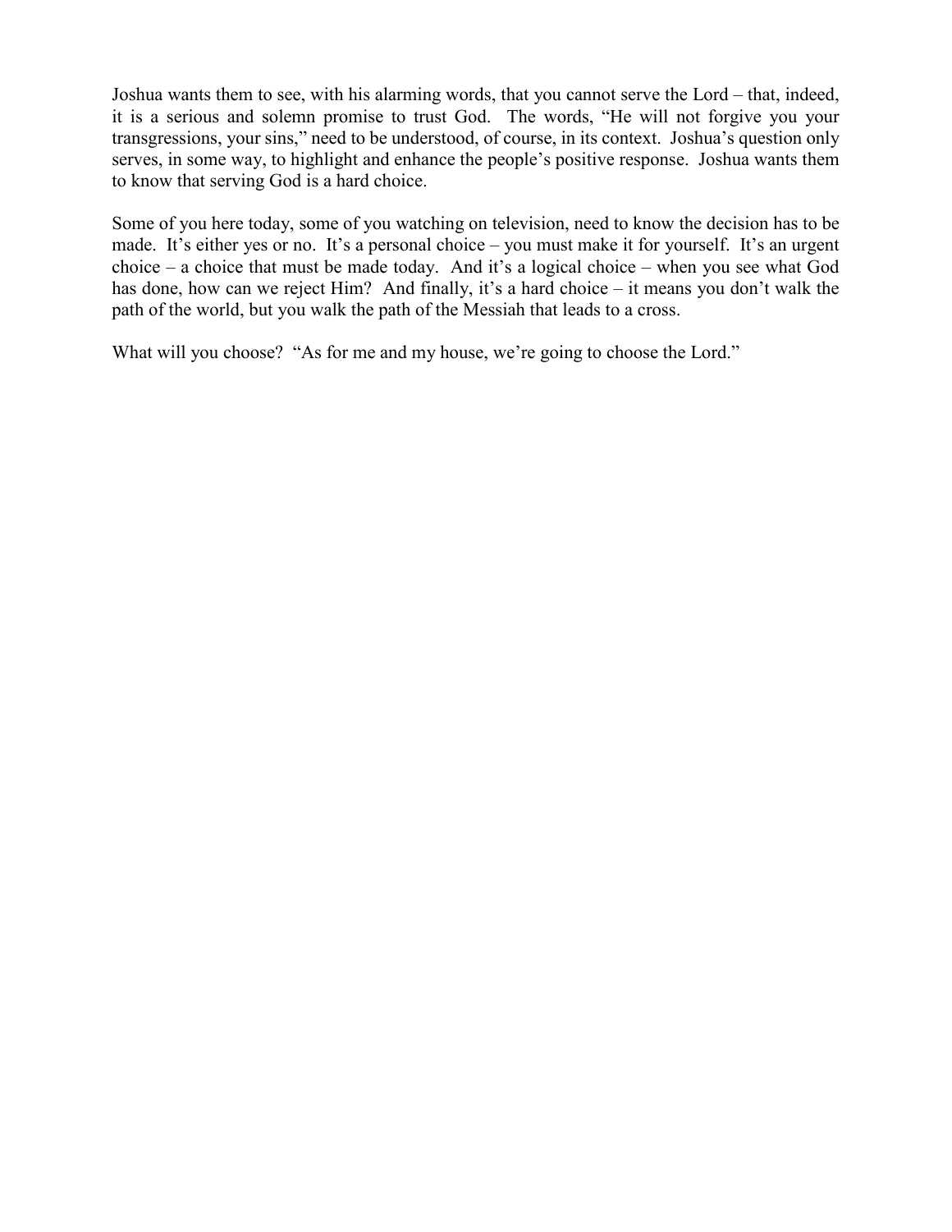Joshua wants them to see, with his alarming words, that you cannot serve the Lord – that, indeed, it is a serious and solemn promise to trust God. The words, "He will not forgive you your transgressions, your sins," need to be understood, of course, in its context. Joshua's question only serves, in some way, to highlight and enhance the people's positive response. Joshua wants them to know that serving God is a hard choice.

Some of you here today, some of you watching on television, need to know the decision has to be made. It's either yes or no. It's a personal choice – you must make it for yourself. It's an urgent choice – a choice that must be made today. And it's a logical choice – when you see what God has done, how can we reject Him? And finally, it's a hard choice – it means you don't walk the path of the world, but you walk the path of the Messiah that leads to a cross.

What will you choose? "As for me and my house, we're going to choose the Lord."